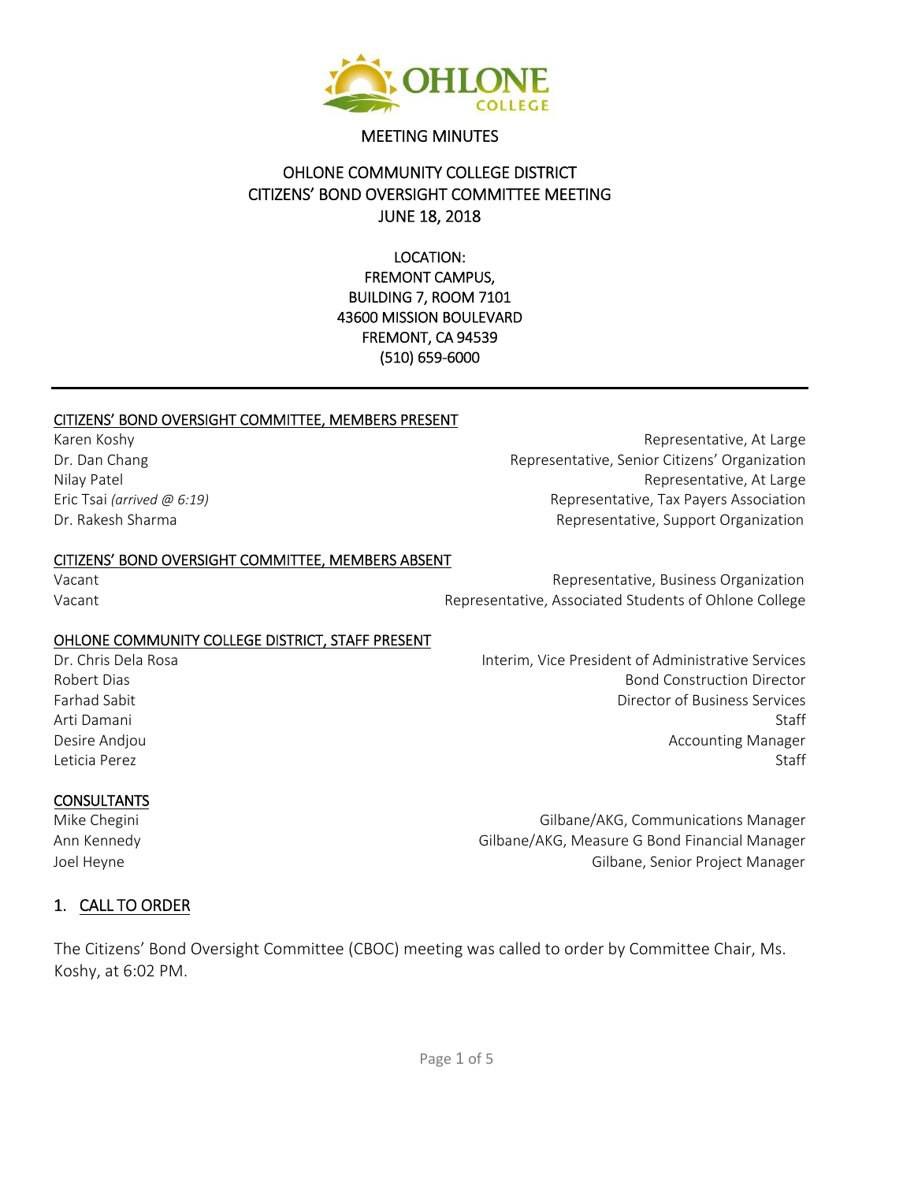MEETING MINUTES

# OHLONE COMMUNITY COLLEGE DISTRICT
# CITIZENS' BOND OVERSIGHT COMMITTEE MEETING
# JUNE 18, 2018

LOCATION:
FREMONT CAMPUS,
BUILDING 7, ROOM 7101
43600 MISSION BOULEVARD
FREMONT, CA 94539
(510) 659-6000

---

## CITIZENS' BOND OVERSIGHT COMMITTEE, MEMBERS PRESENT

| | |
|---|---|
| Karen Koshy | Representative, At Large |
| Dr. Dan Chang | Representative, Senior Citizens' Organization |
| Nilay Patel | Representative, At Large |
| Eric Tsai *(arrived @ 6:19)* | Representative, Tax Payers Association |
| Dr. Rakesh Sharma | Representative, Support Organization |

## CITIZENS' BOND OVERSIGHT COMMITTEE, MEMBERS ABSENT

| | |
|---|---|
| Vacant | Representative, Business Organization |
| Vacant | Representative, Associated Students of Ohlone College |

## OHLONE COMMUNITY COLLEGE DISTRICT, STAFF PRESENT

| | |
|---|---|
| Dr. Chris Dela Rosa | Interim, Vice President of Administrative Services |
| Robert Dias | Bond Construction Director |
| Farhad Sabit | Director of Business Services |
| Arti Damani | Staff |
| Desire Andjou | Accounting Manager |
| Leticia Perez | Staff |

## CONSULTANTS

| | |
|---|---|
| Mike Chegini | Gilbane/AKG, Communications Manager |
| Ann Kennedy | Gilbane/AKG, Measure G Bond Financial Manager |
| Joel Heyne | Gilbane, Senior Project Manager |

## 1. CALL TO ORDER

The Citizens' Bond Oversight Committee (CBOC) meeting was called to order by Committee Chair, Ms. Koshy, at 6:02 PM.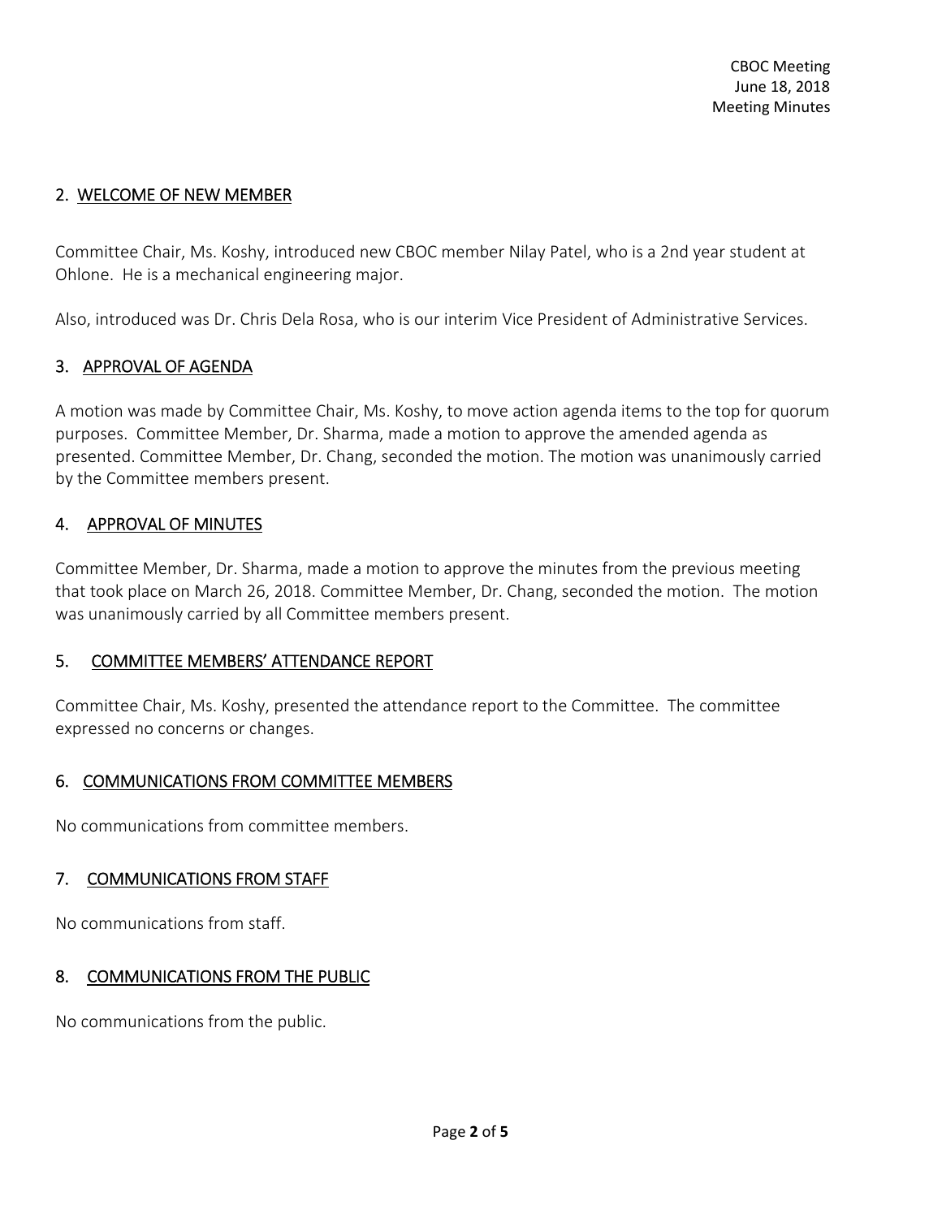## 2. WELCOME OF NEW MEMBER

Committee Chair, Ms. Koshy, introduced new CBOC member Nilay Patel, who is a 2nd year student at Ohlone. He is a mechanical engineering major.

Also, introduced was Dr. Chris Dela Rosa, who is our interim Vice President of Administrative Services.

## 3. APPROVAL OF AGENDA

A motion was made by Committee Chair, Ms. Koshy, to move action agenda items to the top for quorum purposes. Committee Member, Dr. Sharma, made a motion to approve the amended agenda as presented. Committee Member, Dr. Chang, seconded the motion. The motion was unanimously carried by the Committee members present.

## 4. APPROVAL OF MINUTES

Committee Member, Dr. Sharma, made a motion to approve the minutes from the previous meeting that took place on March 26, 2018. Committee Member, Dr. Chang, seconded the motion. The motion was unanimously carried by all Committee members present.

## 5. COMMITTEE MEMBERS' ATTENDANCE REPORT

Committee Chair, Ms. Koshy, presented the attendance report to the Committee. The committee expressed no concerns or changes.

## 6. COMMUNICATIONS FROM COMMITTEE MEMBERS

No communications from committee members.

## 7. COMMUNICATIONS FROM STAFF

No communications from staff.

## 8. COMMUNICATIONS FROM THE PUBLIC

No communications from the public.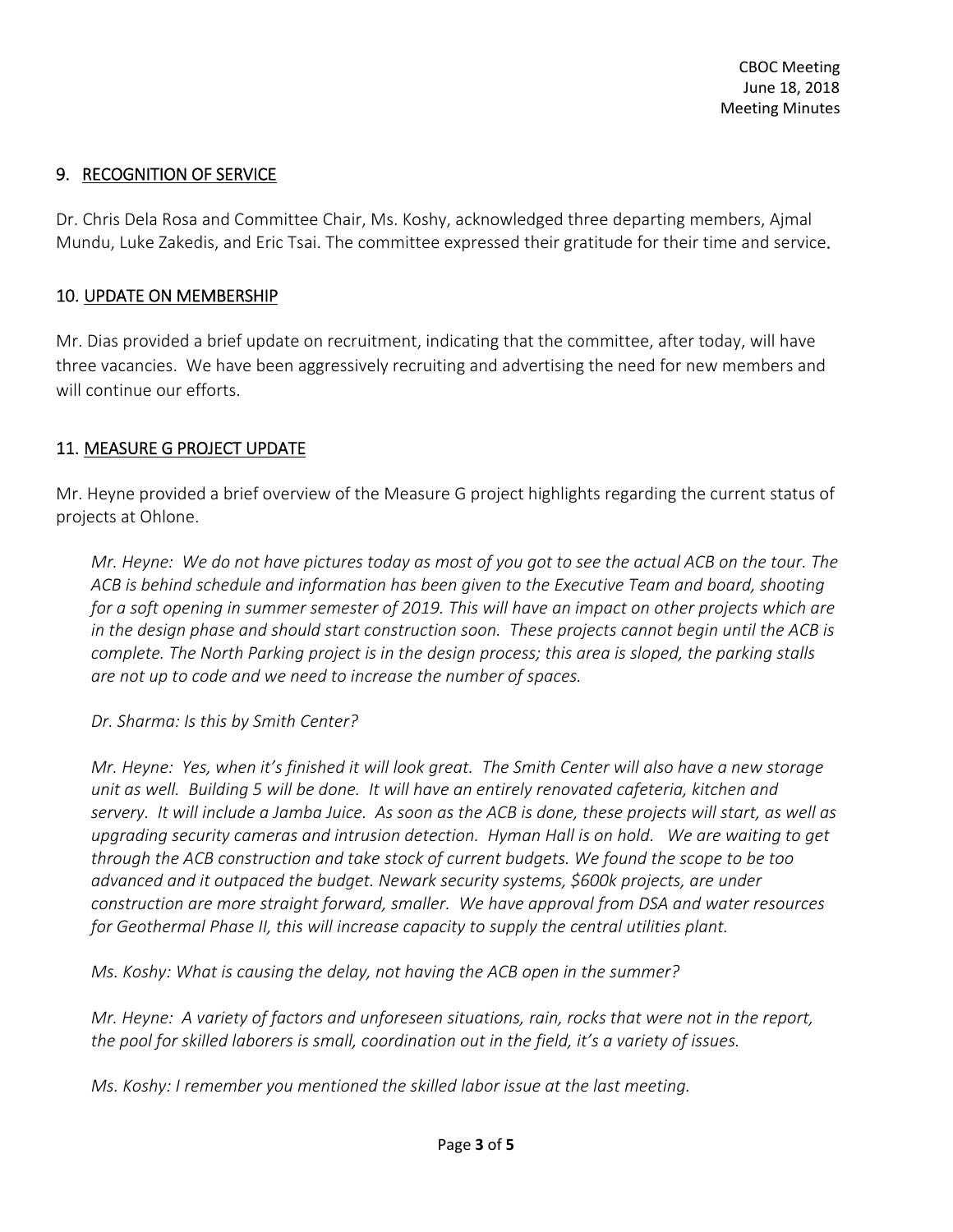## 9. RECOGNITION OF SERVICE

Dr. Chris Dela Rosa and Committee Chair, Ms. Koshy, acknowledged three departing members, Ajmal Mundu, Luke Zakedis, and Eric Tsai. The committee expressed their gratitude for their time and service.

## 10. UPDATE ON MEMBERSHIP

Mr. Dias provided a brief update on recruitment, indicating that the committee, after today, will have three vacancies. We have been aggressively recruiting and advertising the need for new members and will continue our efforts.

## 11. MEASURE G PROJECT UPDATE

Mr. Heyne provided a brief overview of the Measure G project highlights regarding the current status of projects at Ohlone.

> *Mr. Heyne: We do not have pictures today as most of you got to see the actual ACB on the tour. The ACB is behind schedule and information has been given to the Executive Team and board, shooting for a soft opening in summer semester of 2019. This will have an impact on other projects which are in the design phase and should start construction soon. These projects cannot begin until the ACB is complete. The North Parking project is in the design process; this area is sloped, the parking stalls are not up to code and we need to increase the number of spaces.*
>
> *Dr. Sharma: Is this by Smith Center?*
>
> *Mr. Heyne: Yes, when it's finished it will look great. The Smith Center will also have a new storage unit as well. Building 5 will be done. It will have an entirely renovated cafeteria, kitchen and servery. It will include a Jamba Juice. As soon as the ACB is done, these projects will start, as well as upgrading security cameras and intrusion detection. Hyman Hall is on hold. We are waiting to get through the ACB construction and take stock of current budgets. We found the scope to be too advanced and it outpaced the budget. Newark security systems, $600k projects, are under construction are more straight forward, smaller. We have approval from DSA and water resources for Geothermal Phase II, this will increase capacity to supply the central utilities plant.*
>
> *Ms. Koshy: What is causing the delay, not having the ACB open in the summer?*
>
> *Mr. Heyne: A variety of factors and unforeseen situations, rain, rocks that were not in the report, the pool for skilled laborers is small, coordination out in the field, it's a variety of issues.*
>
> *Ms. Koshy: I remember you mentioned the skilled labor issue at the last meeting.*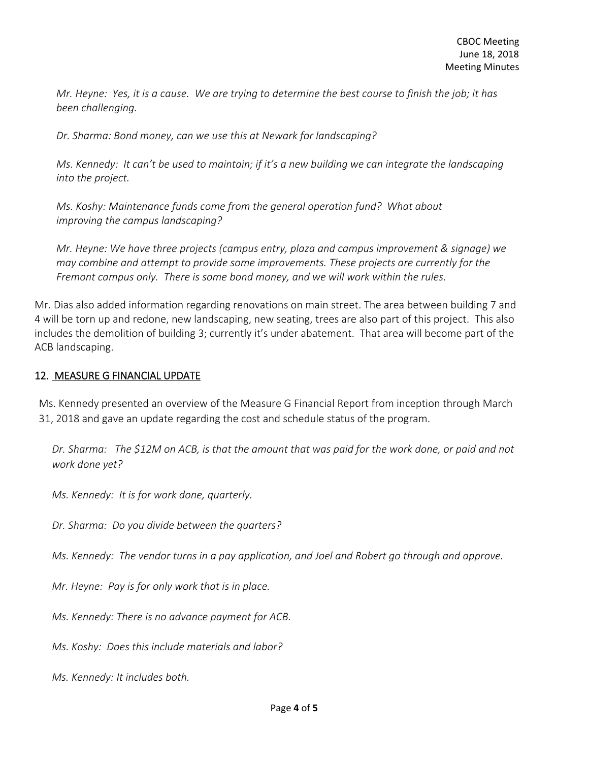*Mr. Heyne: Yes, it is a cause. We are trying to determine the best course to finish the job; it has been challenging.*

*Dr. Sharma: Bond money, can we use this at Newark for landscaping?*

*Ms. Kennedy: It can't be used to maintain; if it's a new building we can integrate the landscaping into the project.*

*Ms. Koshy: Maintenance funds come from the general operation fund? What about improving the campus landscaping?*

*Mr. Heyne: We have three projects (campus entry, plaza and campus improvement & signage) we may combine and attempt to provide some improvements. These projects are currently for the Fremont campus only. There is some bond money, and we will work within the rules.*

Mr. Dias also added information regarding renovations on main street. The area between building 7 and 4 will be torn up and redone, new landscaping, new seating, trees are also part of this project. This also includes the demolition of building 3; currently it's under abatement. That area will become part of the ACB landscaping.

## 12. MEASURE G FINANCIAL UPDATE

Ms. Kennedy presented an overview of the Measure G Financial Report from inception through March 31, 2018 and gave an update regarding the cost and schedule status of the program.

*Dr. Sharma: The $12M on ACB, is that the amount that was paid for the work done, or paid and not work done yet?*

*Ms. Kennedy: It is for work done, quarterly.*

*Dr. Sharma: Do you divide between the quarters?*

*Ms. Kennedy: The vendor turns in a pay application, and Joel and Robert go through and approve.*

*Mr. Heyne: Pay is for only work that is in place.*

*Ms. Kennedy: There is no advance payment for ACB.*

*Ms. Koshy: Does this include materials and labor?*

*Ms. Kennedy: It includes both.*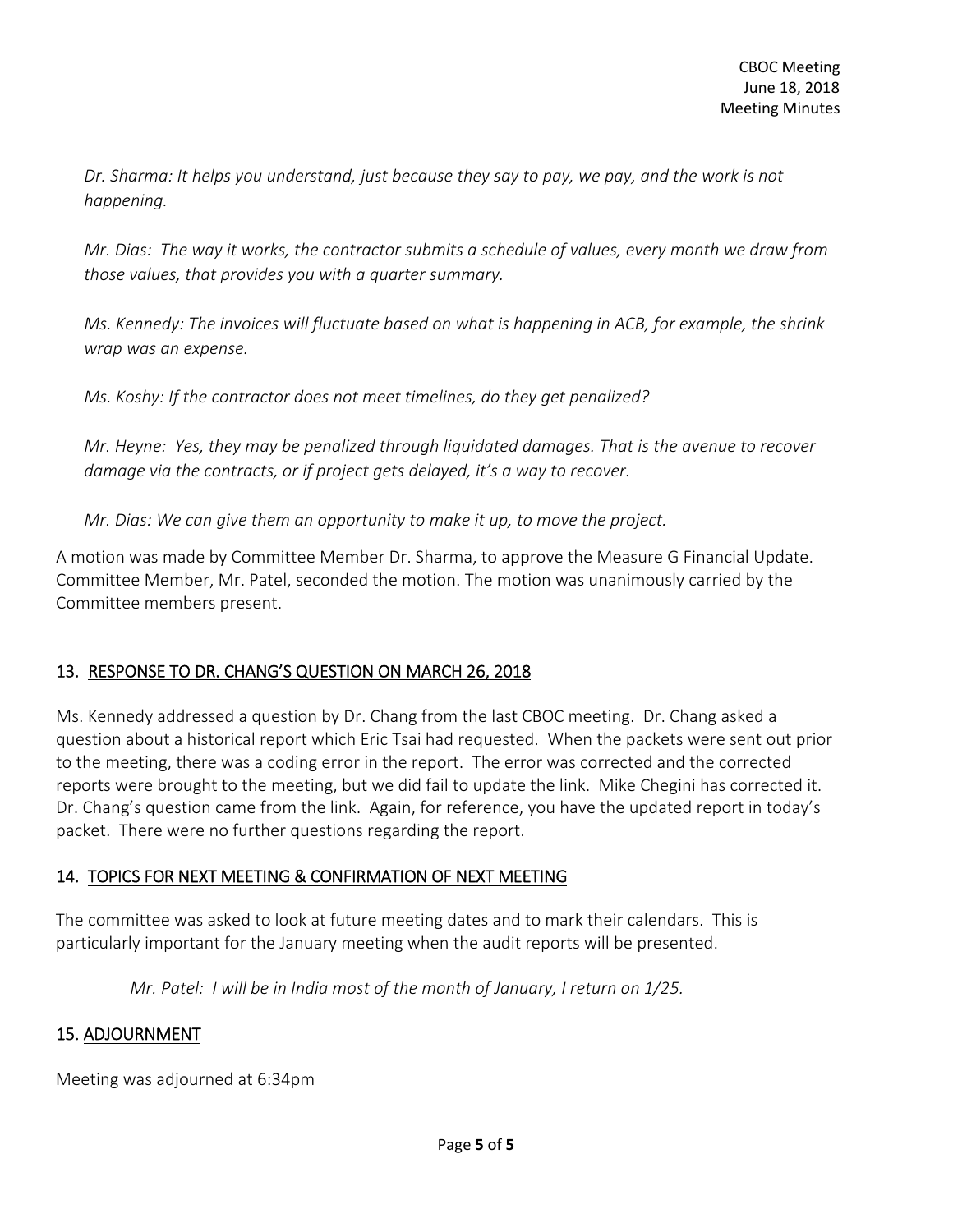*Dr. Sharma: It helps you understand, just because they say to pay, we pay, and the work is not happening.*

*Mr. Dias: The way it works, the contractor submits a schedule of values, every month we draw from those values, that provides you with a quarter summary.*

*Ms. Kennedy: The invoices will fluctuate based on what is happening in ACB, for example, the shrink wrap was an expense.*

*Ms. Koshy: If the contractor does not meet timelines, do they get penalized?*

*Mr. Heyne: Yes, they may be penalized through liquidated damages. That is the avenue to recover damage via the contracts, or if project gets delayed, it's a way to recover.*

*Mr. Dias: We can give them an opportunity to make it up, to move the project.*

A motion was made by Committee Member Dr. Sharma, to approve the Measure G Financial Update. Committee Member, Mr. Patel, seconded the motion. The motion was unanimously carried by the Committee members present.

## 13. RESPONSE TO DR. CHANG'S QUESTION ON MARCH 26, 2018

Ms. Kennedy addressed a question by Dr. Chang from the last CBOC meeting. Dr. Chang asked a question about a historical report which Eric Tsai had requested. When the packets were sent out prior to the meeting, there was a coding error in the report. The error was corrected and the corrected reports were brought to the meeting, but we did fail to update the link. Mike Chegini has corrected it. Dr. Chang's question came from the link. Again, for reference, you have the updated report in today's packet. There were no further questions regarding the report.

## 14. TOPICS FOR NEXT MEETING & CONFIRMATION OF NEXT MEETING

The committee was asked to look at future meeting dates and to mark their calendars. This is particularly important for the January meeting when the audit reports will be presented.

*Mr. Patel: I will be in India most of the month of January, I return on 1/25.*

## 15. ADJOURNMENT

Meeting was adjourned at 6:34pm